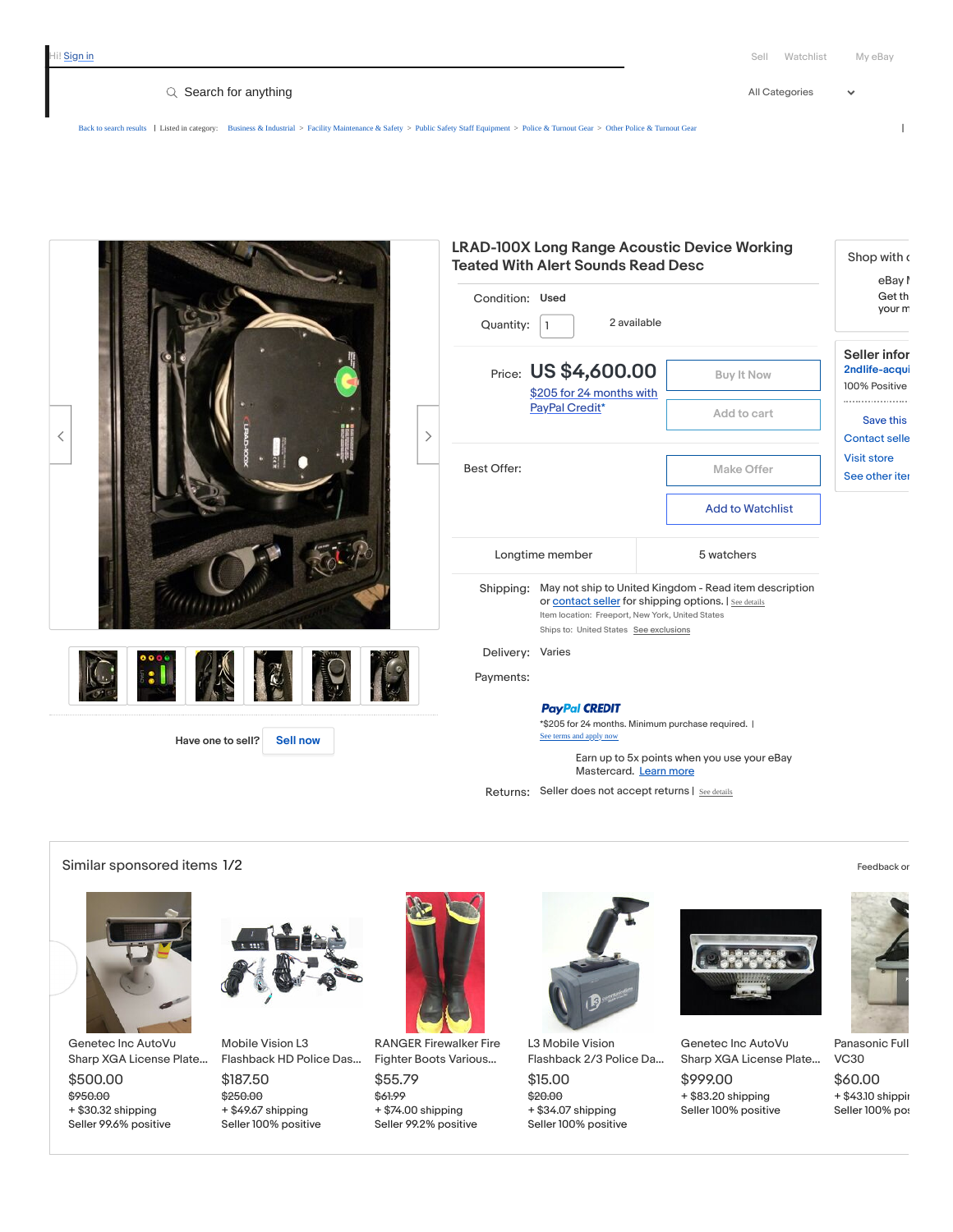Hi! Sign in

Sell Watchlist My eBay

Search for anything

All Categories

Back to search results | Listed in category: Business & Industrial > Facility Maintenance & Safety > Public Safety Staff Equipment > Police & Turnout Gear > Other Police & Turnout Gear

# LRAD-100X Long Range Acoustic Device Working Teated With Alert Sounds Read Desc

Condition: Used

Quantity: 1 2 available

Price: US $4,600.00

$205 for 24 months with PayPal Credit*

Buy It Now

Add to cart

Best Offer:

Make Offer

Add to Watchlist

Longtime member 5 watchers

Shipping: May not ship to United Kingdom - Read item description or contact seller for shipping options. | See details

Item location: Freeport, New York, United States

Ships to: United States See exclusions

Delivery: Varies

Payments:

PayPal CREDIT

*$205 for 24 months. Minimum purchase required. |

See terms and apply now

Earn up to 5x points when you use your eBay Mastercard. Learn more

Returns: Seller does not accept returns | See details

Shop with c

eBay I

Get th

your m

Seller infor

2ndlife-acqui

100% Positive

Save this

Contact selle

Visit store

See other iter

Have one to sell? Sell now

## Similar sponsored items 1/2

Feedback or

Genetec Inc AutoVu Sharp XGA License Plate...
$500.00
~~$950.00~~
+ $30.32 shipping
Seller 99.6% positive

Mobile Vision L3 Flashback HD Police Das...
$187.50
~~$250.00~~
+ $49.67 shipping
Seller 100% positive

RANGER Firewalker Fire Fighter Boots Various...
$55.79
~~$61.99~~
+ $74.00 shipping
Seller 99.2% positive

L3 Mobile Vision Flashback 2/3 Police Da...
$15.00
~~$20.00~~
+ $34.07 shipping
Seller 100% positive

Genetec Inc AutoVu Sharp XGA License Plate...
$999.00
+ $83.20 shipping
Seller 100% positive

Panasonic Full VC30
$60.00
+ $43.10 shippi
Seller 100% pos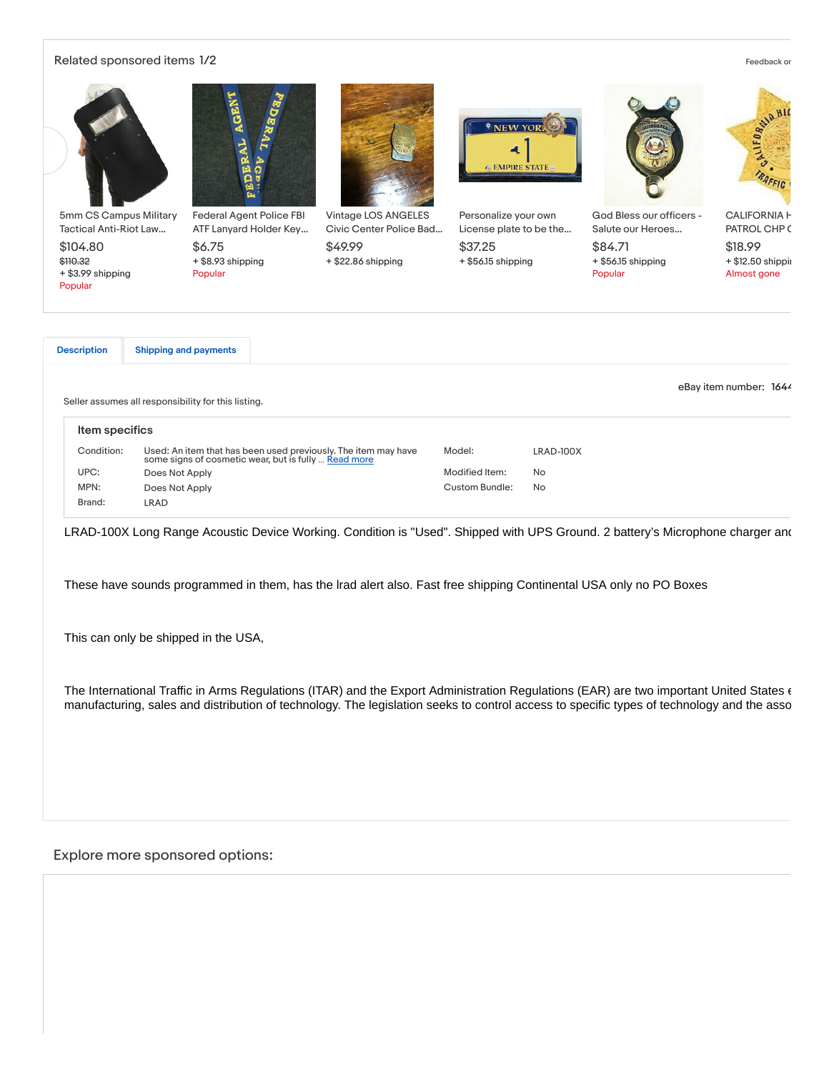## Related sponsored items 1/2

Feedback or

| Item | Price | Shipping | Note |
|---|---|---|---|
| 5mm CS Campus Military Tactical Anti-Riot Law... | $104.80 ~~$110.32~~ | + $3.99 shipping | Popular |
| Federal Agent Police FBI ATF Lanyard Holder Key... | $6.75 | + $8.93 shipping | Popular |
| Vintage LOS ANGELES Civic Center Police Bad... | $49.99 | + $22.86 shipping | |
| Personalize your own License plate to be the... | $37.25 | + $56.15 shipping | |
| God Bless our officers - Salute our Heroes... | $84.71 | + $56.15 shipping | Popular |
| CALIFORNIA H PATROL CHP C | $18.99 | + $12.50 shippi | Almost gone |

**Description** | **Shipping and payments**

eBay item number: 1644

Seller assumes all responsibility for this listing.

### Item specifics

| | | | |
|---|---|---|---|
| Condition: | Used: An item that has been used previously. The item may have some signs of cosmetic wear, but is fully ... Read more | Model: | LRAD-100X |
| UPC: | Does Not Apply | Modified Item: | No |
| MPN: | Does Not Apply | Custom Bundle: | No |
| Brand: | LRAD | | |

LRAD-100X Long Range Acoustic Device Working. Condition is "Used". Shipped with UPS Ground. 2 battery's Microphone charger anc

These have sounds programmed in them, has the lrad alert also. Fast free shipping Continental USA only no PO Boxes

This can only be shipped in the USA,

The International Traffic in Arms Regulations (ITAR) and the Export Administration Regulations (EAR) are two important United States e manufacturing, sales and distribution of technology. The legislation seeks to control access to specific types of technology and the asso

Explore more sponsored options: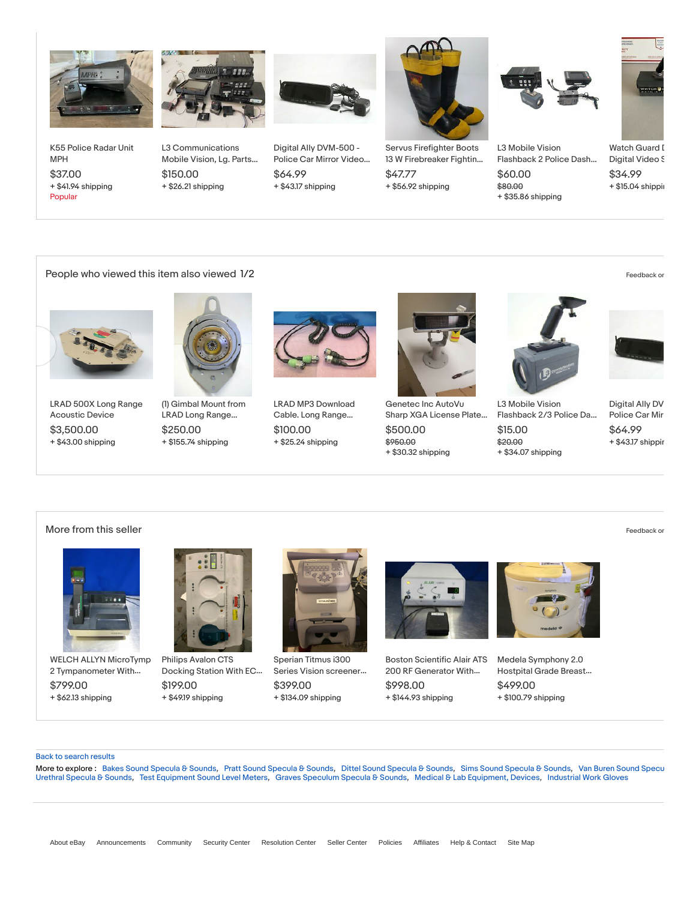K55 Police Radar Unit MPH
$37.00
+ $41.94 shipping
Popular

L3 Communications Mobile Vision, Lg. Parts...
$150.00
+ $26.21 shipping

Digital Ally DVM-500 - Police Car Mirror Video...
$64.99
+ $43.17 shipping

Servus Firefighter Boots 13 W Firebreaker Fightin...
$47.77
+ $56.92 shipping

L3 Mobile Vision Flashback 2 Police Dash...
$60.00
~~$80.00~~
+ $35.86 shipping

Watch Guard Digital Video S
$34.99
+ $15.04 shippi

## People who viewed this item also viewed 1/2

Feedback or

LRAD 500X Long Range Acoustic Device
$3,500.00
+ $43.00 shipping

(1) Gimbal Mount from LRAD Long Range...
$250.00
+ $155.74 shipping

LRAD MP3 Download Cable. Long Range...
$100.00
+ $25.24 shipping

Genetec Inc AutoVu Sharp XGA License Plate...
$500.00
~~$950.00~~
+ $30.32 shipping

L3 Mobile Vision Flashback 2/3 Police Da...
$15.00
~~$20.00~~
+ $34.07 shipping

Digital Ally DV Police Car Mir
$64.99
+ $43.17 shippir

## More from this seller

Feedback or

WELCH ALLYN MicroTymp 2 Tympanometer With...
$799.00
+ $62.13 shipping

Philips Avalon CTS Docking Station With EC...
$199.00
+ $49.19 shipping

Sperian Titmus i300 Series Vision screener...
$399.00
+ $134.09 shipping

Boston Scientific Alair ATS 200 RF Generator With...
$998.00
+ $144.93 shipping

Medela Symphony 2.0 Hostpital Grade Breast...
$499.00
+ $100.79 shipping

Back to search results

More to explore : Bakes Sound Specula & Sounds, Pratt Sound Specula & Sounds, Dittel Sound Specula & Sounds, Sims Sound Specula & Sounds, Van Buren Sound Specu Urethral Specula & Sounds, Test Equipment Sound Level Meters, Graves Speculum Specula & Sounds, Medical & Lab Equipment, Devices, Industrial Work Gloves

About eBay Announcements Community Security Center Resolution Center Seller Center Policies Affiliates Help & Contact Site Map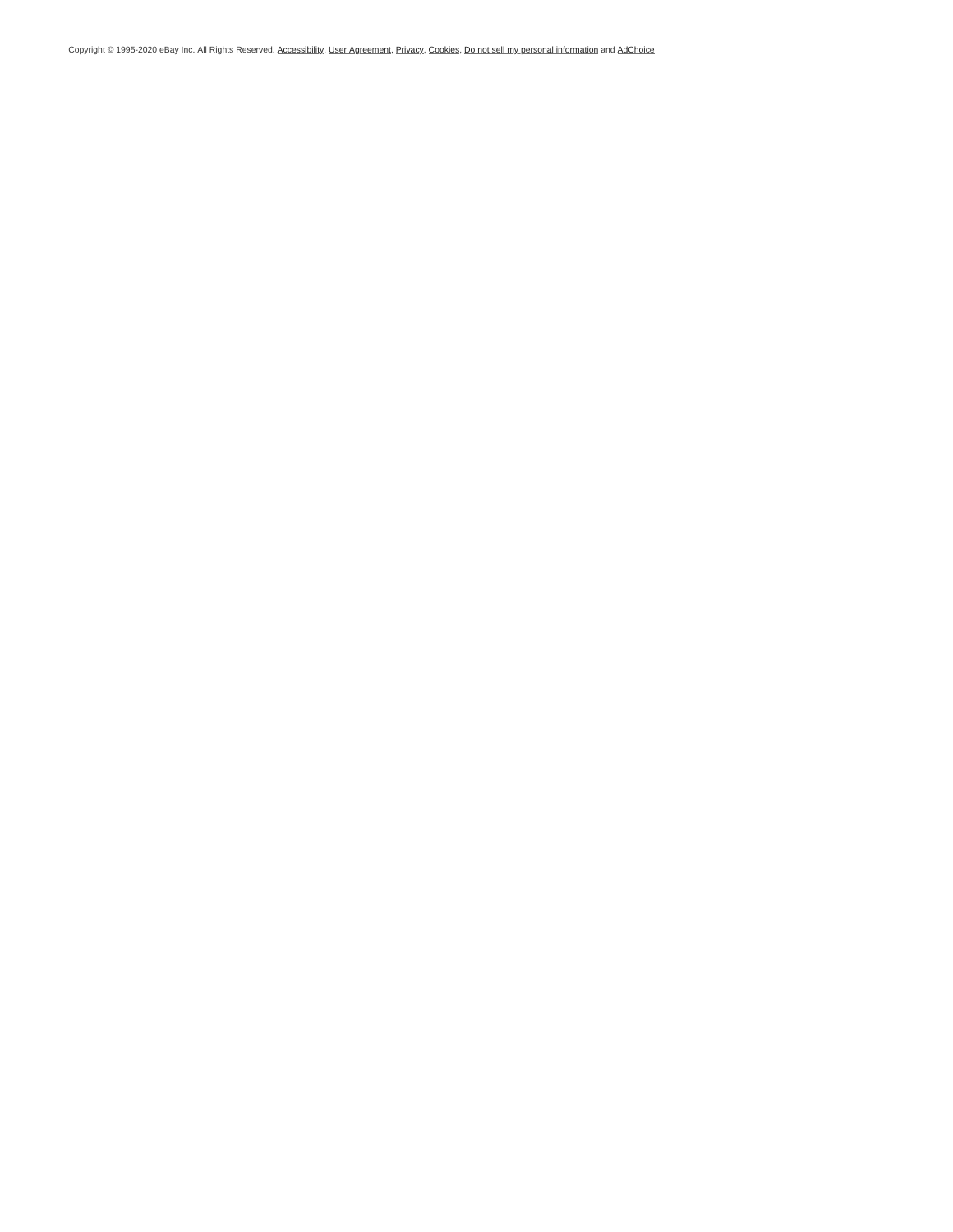Copyright © 1995-2020 eBay Inc. All Rights Reserved. Accessibility, User Agreement, Privacy, Cookies, Do not sell my personal information and AdChoice